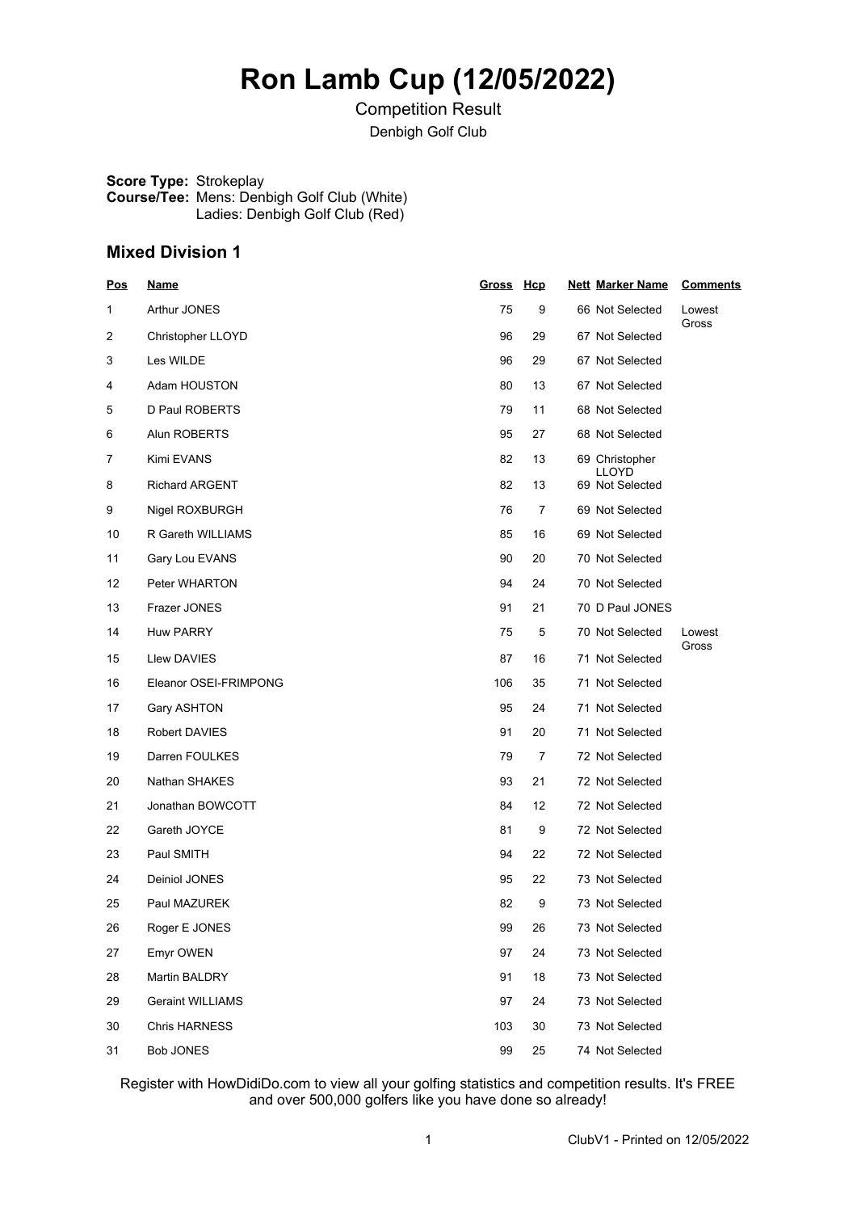# Ron Lamb Cup (12/05/2022)

Competition Result

Denbigh Golf Club

**Score Type:** Strokeplay
**Course/Tee:** Mens: Denbigh Golf Club (White)
Ladies: Denbigh Golf Club (Red)

## Mixed Division 1

| Pos | Name | Gross | Hcp | Nett | Marker Name | Comments |
|---|---|---|---|---|---|---|
| 1 | Arthur JONES | 75 | 9 | 66 | Not Selected | Lowest Gross |
| 2 | Christopher LLOYD | 96 | 29 | 67 | Not Selected | |
| 3 | Les WILDE | 96 | 29 | 67 | Not Selected | |
| 4 | Adam HOUSTON | 80 | 13 | 67 | Not Selected | |
| 5 | D Paul ROBERTS | 79 | 11 | 68 | Not Selected | |
| 6 | Alun ROBERTS | 95 | 27 | 68 | Not Selected | |
| 7 | Kimi EVANS | 82 | 13 | 69 | Christopher LLOYD | |
| 8 | Richard ARGENT | 82 | 13 | 69 | Not Selected | |
| 9 | Nigel ROXBURGH | 76 | 7 | 69 | Not Selected | |
| 10 | R Gareth WILLIAMS | 85 | 16 | 69 | Not Selected | |
| 11 | Gary Lou EVANS | 90 | 20 | 70 | Not Selected | |
| 12 | Peter WHARTON | 94 | 24 | 70 | Not Selected | |
| 13 | Frazer JONES | 91 | 21 | 70 | D Paul JONES | |
| 14 | Huw PARRY | 75 | 5 | 70 | Not Selected | Lowest Gross |
| 15 | Llew DAVIES | 87 | 16 | 71 | Not Selected | |
| 16 | Eleanor OSEI-FRIMPONG | 106 | 35 | 71 | Not Selected | |
| 17 | Gary ASHTON | 95 | 24 | 71 | Not Selected | |
| 18 | Robert DAVIES | 91 | 20 | 71 | Not Selected | |
| 19 | Darren FOULKES | 79 | 7 | 72 | Not Selected | |
| 20 | Nathan SHAKES | 93 | 21 | 72 | Not Selected | |
| 21 | Jonathan BOWCOTT | 84 | 12 | 72 | Not Selected | |
| 22 | Gareth JOYCE | 81 | 9 | 72 | Not Selected | |
| 23 | Paul SMITH | 94 | 22 | 72 | Not Selected | |
| 24 | Deiniol JONES | 95 | 22 | 73 | Not Selected | |
| 25 | Paul MAZUREK | 82 | 9 | 73 | Not Selected | |
| 26 | Roger E JONES | 99 | 26 | 73 | Not Selected | |
| 27 | Emyr OWEN | 97 | 24 | 73 | Not Selected | |
| 28 | Martin BALDRY | 91 | 18 | 73 | Not Selected | |
| 29 | Geraint WILLIAMS | 97 | 24 | 73 | Not Selected | |
| 30 | Chris HARNESS | 103 | 30 | 73 | Not Selected | |
| 31 | Bob JONES | 99 | 25 | 74 | Not Selected | |

Register with HowDidiDo.com to view all your golfing statistics and competition results. It's FREE and over 500,000 golfers like you have done so already!

ClubV1 - Printed on 12/05/2022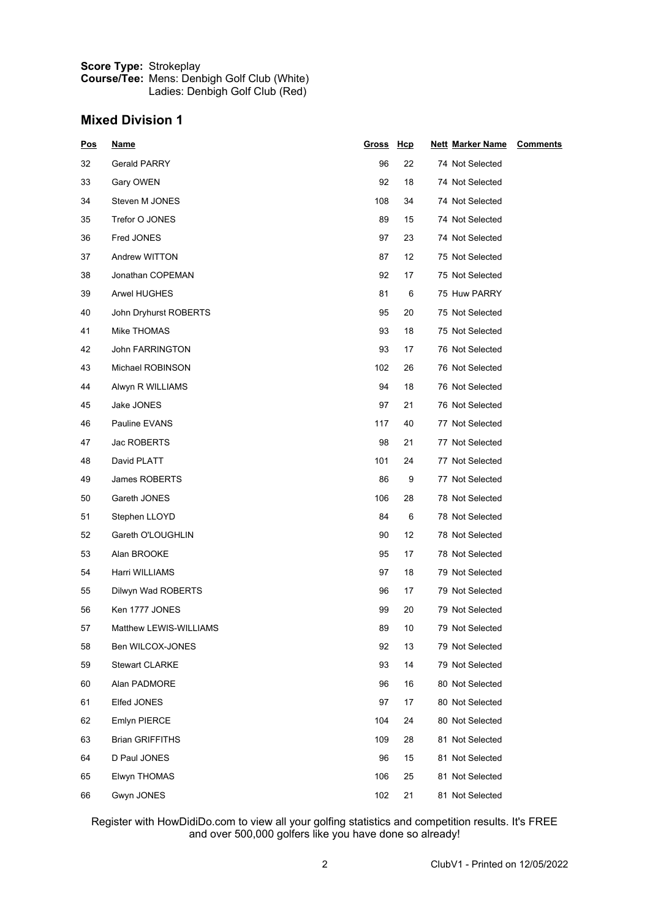**Score Type:** Strokeplay
**Course/Tee:** Mens: Denbigh Golf Club (White)
Ladies: Denbigh Golf Club (Red)

## Mixed Division 1

| Pos | Name | Gross | Hcp | Nett | Marker Name | Comments |
|---|---|---|---|---|---|---|
| 32 | Gerald PARRY | 96 | 22 | 74 | Not Selected | |
| 33 | Gary OWEN | 92 | 18 | 74 | Not Selected | |
| 34 | Steven M JONES | 108 | 34 | 74 | Not Selected | |
| 35 | Trefor O JONES | 89 | 15 | 74 | Not Selected | |
| 36 | Fred JONES | 97 | 23 | 74 | Not Selected | |
| 37 | Andrew WITTON | 87 | 12 | 75 | Not Selected | |
| 38 | Jonathan COPEMAN | 92 | 17 | 75 | Not Selected | |
| 39 | Arwel HUGHES | 81 | 6 | 75 | Huw PARRY | |
| 40 | John Dryhurst ROBERTS | 95 | 20 | 75 | Not Selected | |
| 41 | Mike THOMAS | 93 | 18 | 75 | Not Selected | |
| 42 | John FARRINGTON | 93 | 17 | 76 | Not Selected | |
| 43 | Michael ROBINSON | 102 | 26 | 76 | Not Selected | |
| 44 | Alwyn R WILLIAMS | 94 | 18 | 76 | Not Selected | |
| 45 | Jake JONES | 97 | 21 | 76 | Not Selected | |
| 46 | Pauline EVANS | 117 | 40 | 77 | Not Selected | |
| 47 | Jac ROBERTS | 98 | 21 | 77 | Not Selected | |
| 48 | David PLATT | 101 | 24 | 77 | Not Selected | |
| 49 | James ROBERTS | 86 | 9 | 77 | Not Selected | |
| 50 | Gareth JONES | 106 | 28 | 78 | Not Selected | |
| 51 | Stephen LLOYD | 84 | 6 | 78 | Not Selected | |
| 52 | Gareth O'LOUGHLIN | 90 | 12 | 78 | Not Selected | |
| 53 | Alan BROOKE | 95 | 17 | 78 | Not Selected | |
| 54 | Harri WILLIAMS | 97 | 18 | 79 | Not Selected | |
| 55 | Dilwyn Wad ROBERTS | 96 | 17 | 79 | Not Selected | |
| 56 | Ken 1777 JONES | 99 | 20 | 79 | Not Selected | |
| 57 | Matthew LEWIS-WILLIAMS | 89 | 10 | 79 | Not Selected | |
| 58 | Ben WILCOX-JONES | 92 | 13 | 79 | Not Selected | |
| 59 | Stewart CLARKE | 93 | 14 | 79 | Not Selected | |
| 60 | Alan PADMORE | 96 | 16 | 80 | Not Selected | |
| 61 | Elfed JONES | 97 | 17 | 80 | Not Selected | |
| 62 | Emlyn PIERCE | 104 | 24 | 80 | Not Selected | |
| 63 | Brian GRIFFITHS | 109 | 28 | 81 | Not Selected | |
| 64 | D Paul JONES | 96 | 15 | 81 | Not Selected | |
| 65 | Elwyn THOMAS | 106 | 25 | 81 | Not Selected | |
| 66 | Gwyn JONES | 102 | 21 | 81 | Not Selected | |

Register with HowDidiDo.com to view all your golfing statistics and competition results. It's FREE and over 500,000 golfers like you have done so already!

ClubV1 - Printed on 12/05/2022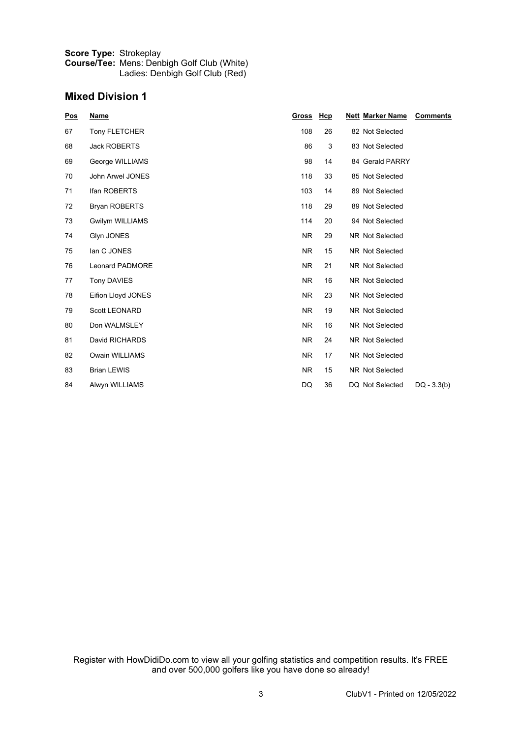**Score Type:** Strokeplay
**Course/Tee:** Mens: Denbigh Golf Club (White)
Ladies: Denbigh Golf Club (Red)

## Mixed Division 1

| Pos | Name | Gross | Hcp | Nett | Marker Name | Comments |
|---|---|---|---|---|---|---|
| 67 | Tony FLETCHER | 108 | 26 | 82 | Not Selected | |
| 68 | Jack ROBERTS | 86 | 3 | 83 | Not Selected | |
| 69 | George WILLIAMS | 98 | 14 | 84 | Gerald PARRY | |
| 70 | John Arwel JONES | 118 | 33 | 85 | Not Selected | |
| 71 | Ifan ROBERTS | 103 | 14 | 89 | Not Selected | |
| 72 | Bryan ROBERTS | 118 | 29 | 89 | Not Selected | |
| 73 | Gwilym WILLIAMS | 114 | 20 | 94 | Not Selected | |
| 74 | Glyn JONES | NR | 29 | NR | Not Selected | |
| 75 | Ian C JONES | NR | 15 | NR | Not Selected | |
| 76 | Leonard PADMORE | NR | 21 | NR | Not Selected | |
| 77 | Tony DAVIES | NR | 16 | NR | Not Selected | |
| 78 | Eifion Lloyd JONES | NR | 23 | NR | Not Selected | |
| 79 | Scott LEONARD | NR | 19 | NR | Not Selected | |
| 80 | Don WALMSLEY | NR | 16 | NR | Not Selected | |
| 81 | David RICHARDS | NR | 24 | NR | Not Selected | |
| 82 | Owain WILLIAMS | NR | 17 | NR | Not Selected | |
| 83 | Brian LEWIS | NR | 15 | NR | Not Selected | |
| 84 | Alwyn WILLIAMS | DQ | 36 | DQ | Not Selected | DQ - 3.3(b) |

Register with HowDidiDo.com to view all your golfing statistics and competition results. It's FREE and over 500,000 golfers like you have done so already!

ClubV1 - Printed on 12/05/2022